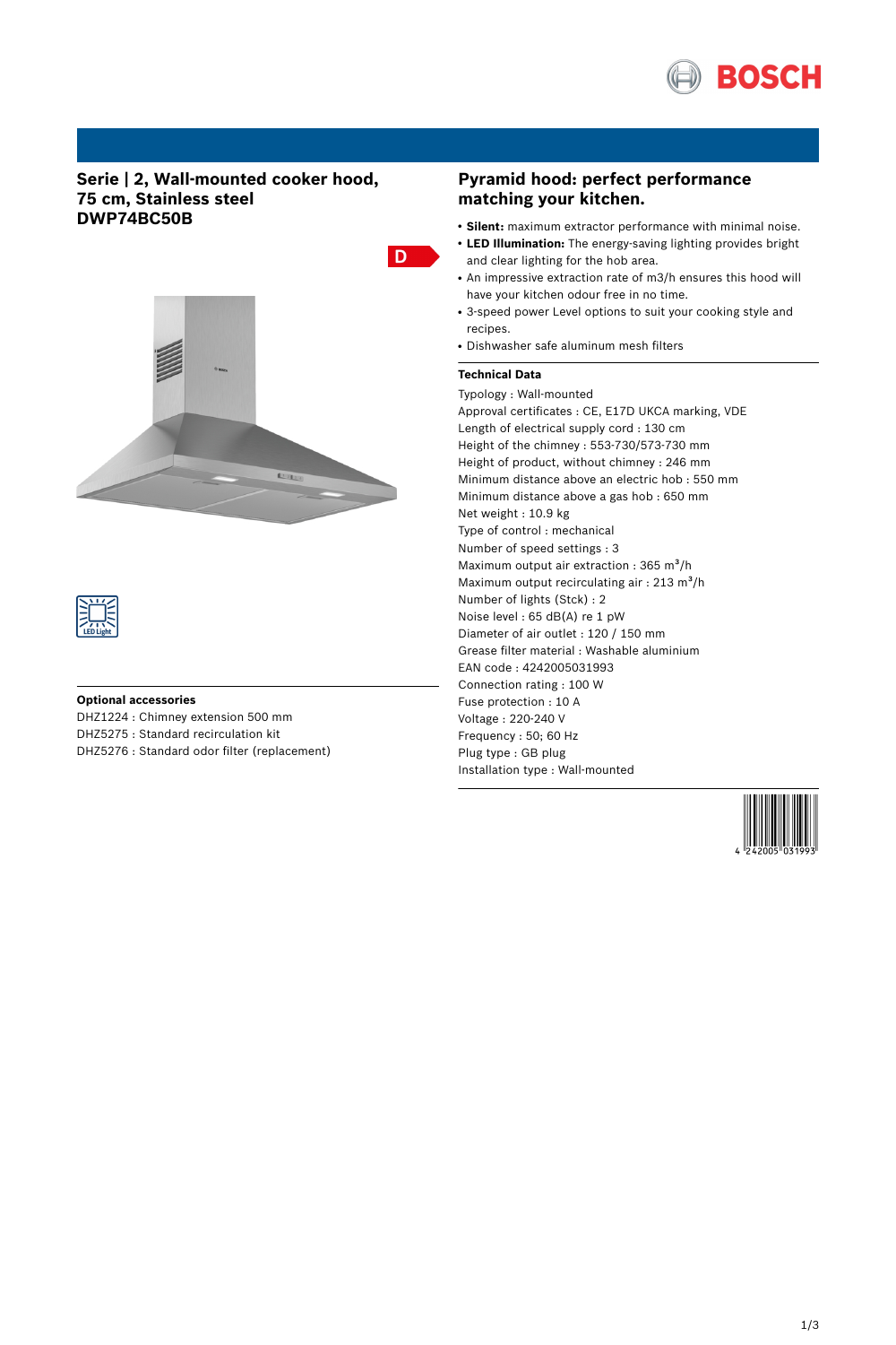# Serie | 2, Wall-mounted cooker hood, 75 cm, Stainless steel DWP74BC50B

D

LED Light

## Pyramid hood: perfect performance matching your kitchen.

- **Silent:** maximum extractor performance with minimal noise.
- **LED Illumination:** The energy-saving lighting provides bright and clear lighting for the hob area.
- An impressive extraction rate of m3/h ensures this hood will have your kitchen odour free in no time.
- 3-speed power Level options to suit your cooking style and recipes.
- Dishwasher safe aluminum mesh filters

### Technical Data

Typology : Wall-mounted
Approval certificates : CE, E17D UKCA marking, VDE
Length of electrical supply cord : 130 cm
Height of the chimney : 553-730/573-730 mm
Height of product, without chimney : 246 mm
Minimum distance above an electric hob : 550 mm
Minimum distance above a gas hob : 650 mm
Net weight : 10.9 kg
Type of control : mechanical
Number of speed settings : 3
Maximum output air extraction : 365 m³/h
Maximum output recirculating air : 213 m³/h
Number of lights (Stck) : 2
Noise level : 65 dB(A) re 1 pW
Diameter of air outlet : 120 / 150 mm
Grease filter material : Washable aluminium
EAN code : 4242005031993
Connection rating : 100 W
Fuse protection : 10 A
Voltage : 220-240 V
Frequency : 50; 60 Hz
Plug type : GB plug
Installation type : Wall-mounted

4 242005 031993

### Optional accessories

DHZ1224 : Chimney extension 500 mm
DHZ5275 : Standard recirculation kit
DHZ5276 : Standard odor filter (replacement)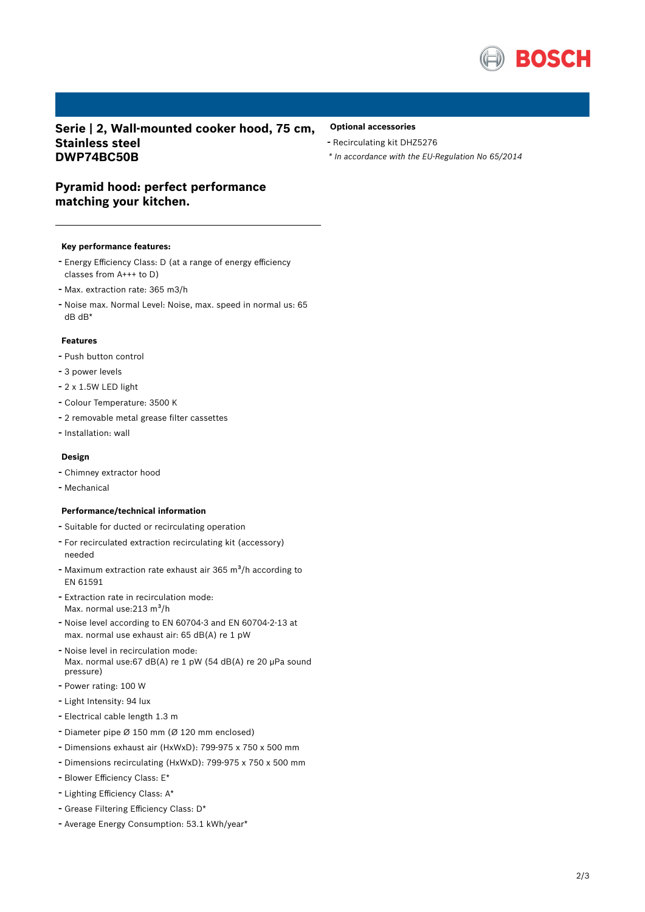## Serie | 2, Wall-mounted cooker hood, 75 cm, Stainless steel
## DWP74BC50B

### Pyramid hood: perfect performance matching your kitchen.

**Key performance features:**

- Energy Efficiency Class: D (at a range of energy efficiency classes from A+++ to D)
- Max. extraction rate: 365 m3/h
- Noise max. Normal Level: Noise, max. speed in normal us: 65 dB dB*

**Features**

- Push button control
- 3 power levels
- 2 x 1.5W LED light
- Colour Temperature: 3500 K
- 2 removable metal grease filter cassettes
- Installation: wall

**Design**

- Chimney extractor hood
- Mechanical

**Performance/technical information**

- Suitable for ducted or recirculating operation
- For recirculated extraction recirculating kit (accessory) needed
- Maximum extraction rate exhaust air 365 m³/h according to EN 61591
- Extraction rate in recirculation mode: Max. normal use:213 m³/h
- Noise level according to EN 60704-3 and EN 60704-2-13 at max. normal use exhaust air: 65 dB(A) re 1 pW
- Noise level in recirculation mode: Max. normal use:67 dB(A) re 1 pW (54 dB(A) re 20 µPa sound pressure)
- Power rating: 100 W
- Light Intensity: 94 lux
- Electrical cable length 1.3 m
- Diameter pipe Ø 150 mm (Ø 120 mm enclosed)
- Dimensions exhaust air (HxWxD): 799-975 x 750 x 500 mm
- Dimensions recirculating (HxWxD): 799-975 x 750 x 500 mm
- Blower Efficiency Class: E*
- Lighting Efficiency Class: A*
- Grease Filtering Efficiency Class: D*
- Average Energy Consumption: 53.1 kWh/year*

**Optional accessories**

- Recirculating kit DHZ5276

*\* In accordance with the EU-Regulation No 65/2014*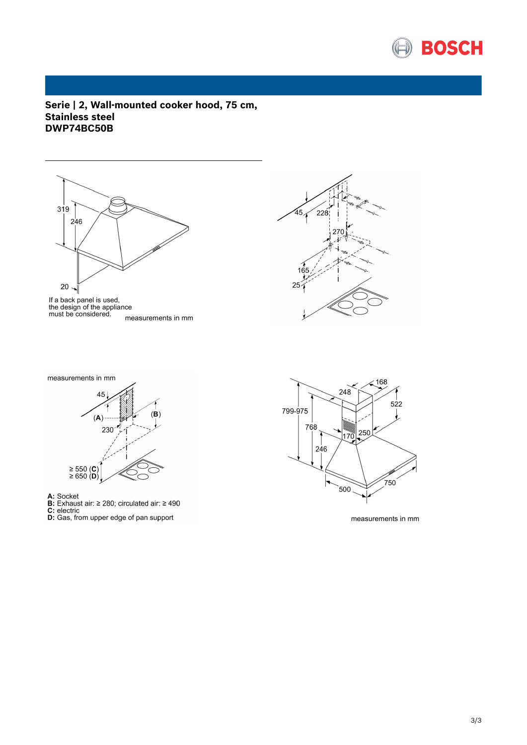**Serie | 2, Wall-mounted cooker hood, 75 cm, Stainless steel**
**DWP74BC50B**

319
246
20

If a back panel is used, the design of the appliance must be considered.

measurements in mm

45
228
270
165
25

measurements in mm

45
(A)
(B)
230
≥ 550 (C)
≥ 650 (D)

**A:** Socket
**B:** Exhaust air: ≥ 280; circulated air: ≥ 490
**C:** electric
**D:** Gas, from upper edge of pan support

168
248
522
799-975
768
170
250
246
500
750

measurements in mm